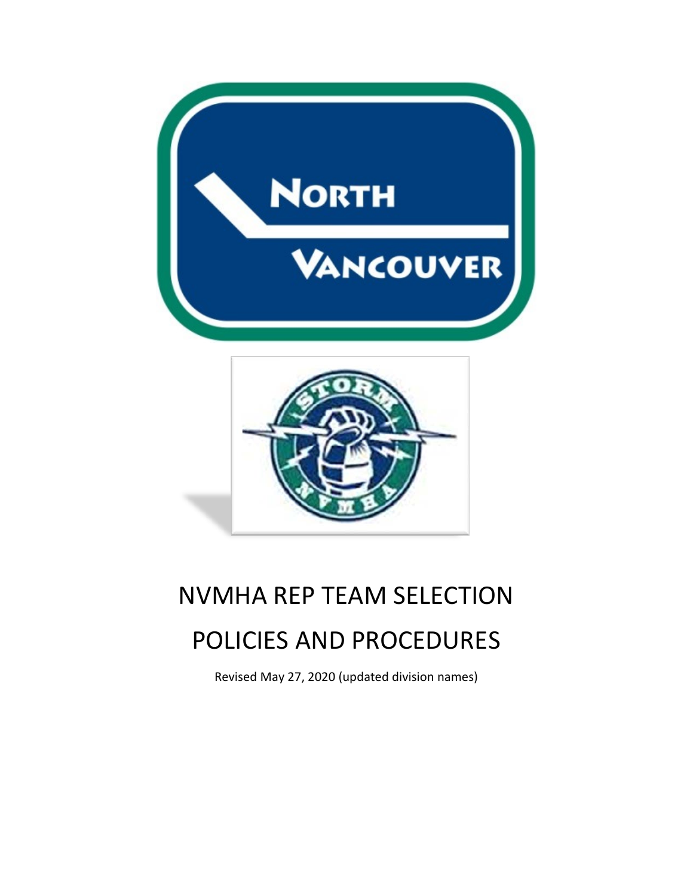# NVMHA REP TEAM SELECTION

# POLICIES AND PROCEDURES

Revised May 27, 2020 (updated division names)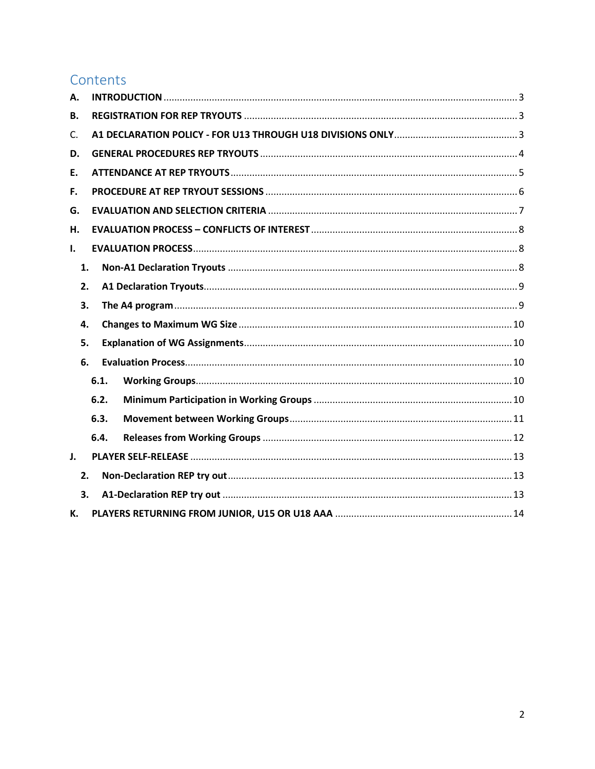# Contents

**A. INTRODUCTION** .......... 3

**B. REGISTRATION FOR REP TRYOUTS** .......... 3

C. **A1 DECLARATION POLICY - FOR U13 THROUGH U18 DIVISIONS ONLY** .......... 3

**D. GENERAL PROCEDURES REP TRYOUTS** .......... 4

**E. ATTENDANCE AT REP TRYOUTS** .......... 5

**F. PROCEDURE AT REP TRYOUT SESSIONS** .......... 6

**G. EVALUATION AND SELECTION CRITERIA** .......... 7

**H. EVALUATION PROCESS – CONFLICTS OF INTEREST** .......... 8

**I. EVALUATION PROCESS** .......... 8

- **1. Non-A1 Declaration Tryouts** .......... 8
- **2. A1 Declaration Tryouts** .......... 9
- **3. The A4 program** .......... 9
- **4. Changes to Maximum WG Size** .......... 10
- **5. Explanation of WG Assignments** .......... 10
- **6. Evaluation Process** .......... 10
  - **6.1. Working Groups** .......... 10
  - **6.2. Minimum Participation in Working Groups** .......... 10
  - **6.3. Movement between Working Groups** .......... 11
  - **6.4. Releases from Working Groups** .......... 12

**J. PLAYER SELF-RELEASE** .......... 13

- **2. Non-Declaration REP try out** .......... 13
- **3. A1-Declaration REP try out** .......... 13

**K. PLAYERS RETURNING FROM JUNIOR, U15 OR U18 AAA** .......... 14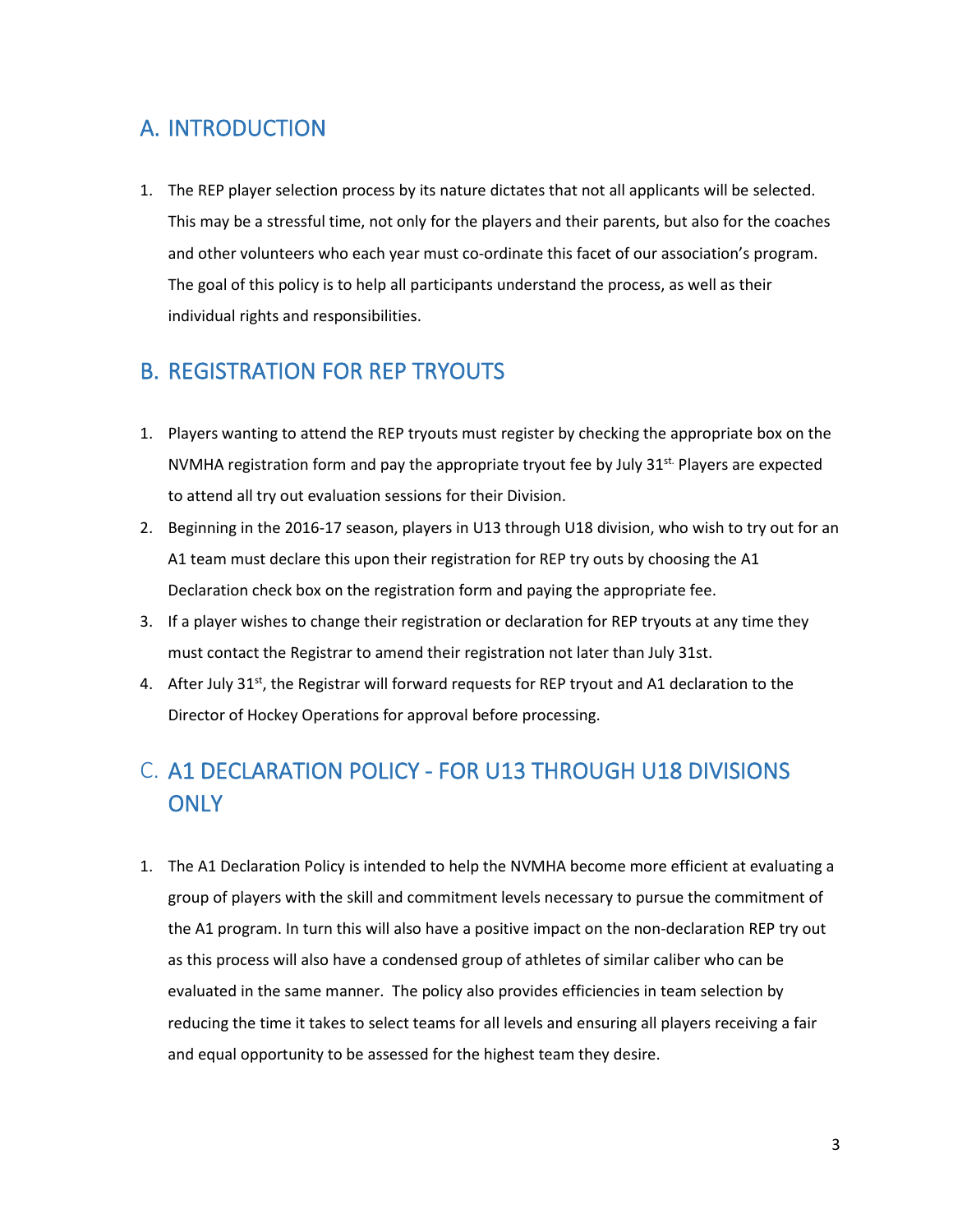## A. INTRODUCTION

1. The REP player selection process by its nature dictates that not all applicants will be selected. This may be a stressful time, not only for the players and their parents, but also for the coaches and other volunteers who each year must co-ordinate this facet of our association's program. The goal of this policy is to help all participants understand the process, as well as their individual rights and responsibilities.

## B. REGISTRATION FOR REP TRYOUTS

1. Players wanting to attend the REP tryouts must register by checking the appropriate box on the NVMHA registration form and pay the appropriate tryout fee by July 31st. Players are expected to attend all try out evaluation sessions for their Division.
2. Beginning in the 2016-17 season, players in U13 through U18 division, who wish to try out for an A1 team must declare this upon their registration for REP try outs by choosing the A1 Declaration check box on the registration form and paying the appropriate fee.
3. If a player wishes to change their registration or declaration for REP tryouts at any time they must contact the Registrar to amend their registration not later than July 31st.
4. After July 31st, the Registrar will forward requests for REP tryout and A1 declaration to the Director of Hockey Operations for approval before processing.

## C. A1 DECLARATION POLICY - FOR U13 THROUGH U18 DIVISIONS ONLY

1. The A1 Declaration Policy is intended to help the NVMHA become more efficient at evaluating a group of players with the skill and commitment levels necessary to pursue the commitment of the A1 program. In turn this will also have a positive impact on the non-declaration REP try out as this process will also have a condensed group of athletes of similar caliber who can be evaluated in the same manner. The policy also provides efficiencies in team selection by reducing the time it takes to select teams for all levels and ensuring all players receiving a fair and equal opportunity to be assessed for the highest team they desire.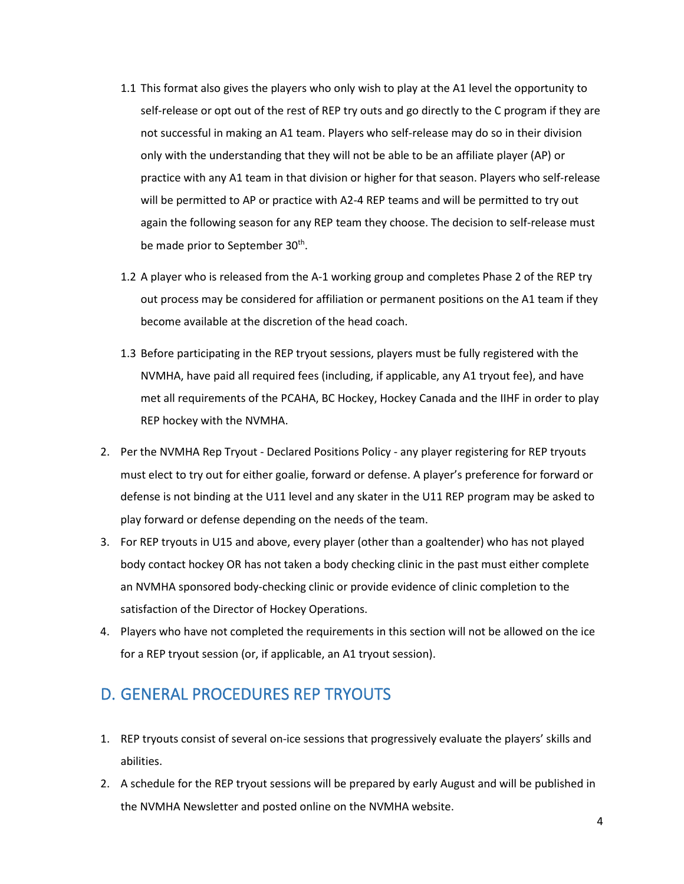1.1 This format also gives the players who only wish to play at the A1 level the opportunity to self-release or opt out of the rest of REP try outs and go directly to the C program if they are not successful in making an A1 team. Players who self-release may do so in their division only with the understanding that they will not be able to be an affiliate player (AP) or practice with any A1 team in that division or higher for that season. Players who self-release will be permitted to AP or practice with A2-4 REP teams and will be permitted to try out again the following season for any REP team they choose. The decision to self-release must be made prior to September 30th.

1.2 A player who is released from the A-1 working group and completes Phase 2 of the REP try out process may be considered for affiliation or permanent positions on the A1 team if they become available at the discretion of the head coach.

1.3 Before participating in the REP tryout sessions, players must be fully registered with the NVMHA, have paid all required fees (including, if applicable, any A1 tryout fee), and have met all requirements of the PCAHA, BC Hockey, Hockey Canada and the IIHF in order to play REP hockey with the NVMHA.

2. Per the NVMHA Rep Tryout - Declared Positions Policy - any player registering for REP tryouts must elect to try out for either goalie, forward or defense. A player's preference for forward or defense is not binding at the U11 level and any skater in the U11 REP program may be asked to play forward or defense depending on the needs of the team.
3. For REP tryouts in U15 and above, every player (other than a goaltender) who has not played body contact hockey OR has not taken a body checking clinic in the past must either complete an NVMHA sponsored body-checking clinic or provide evidence of clinic completion to the satisfaction of the Director of Hockey Operations.
4. Players who have not completed the requirements in this section will not be allowed on the ice for a REP tryout session (or, if applicable, an A1 tryout session).

## D. GENERAL PROCEDURES REP TRYOUTS

1. REP tryouts consist of several on-ice sessions that progressively evaluate the players' skills and abilities.
2. A schedule for the REP tryout sessions will be prepared by early August and will be published in the NVMHA Newsletter and posted online on the NVMHA website.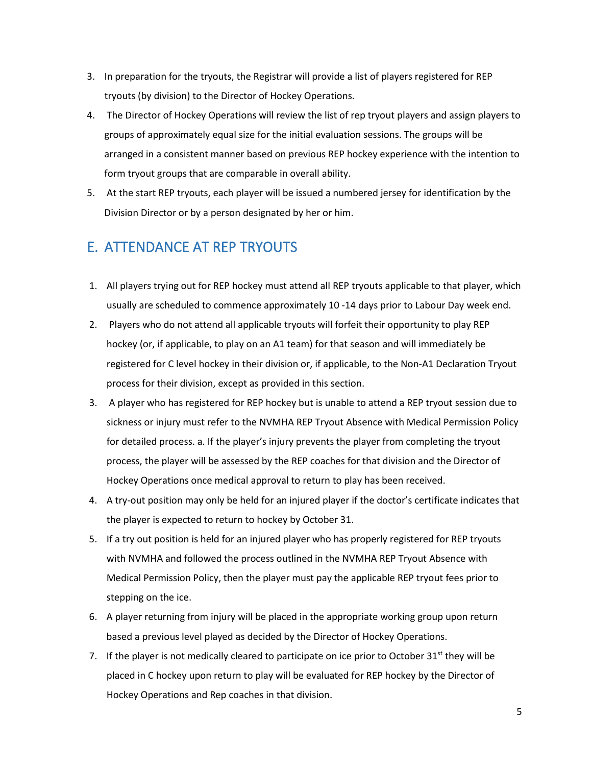3. In preparation for the tryouts, the Registrar will provide a list of players registered for REP tryouts (by division) to the Director of Hockey Operations.
4. The Director of Hockey Operations will review the list of rep tryout players and assign players to groups of approximately equal size for the initial evaluation sessions. The groups will be arranged in a consistent manner based on previous REP hockey experience with the intention to form tryout groups that are comparable in overall ability.
5. At the start REP tryouts, each player will be issued a numbered jersey for identification by the Division Director or by a person designated by her or him.

## E. ATTENDANCE AT REP TRYOUTS

1. All players trying out for REP hockey must attend all REP tryouts applicable to that player, which usually are scheduled to commence approximately 10 -14 days prior to Labour Day week end.
2. Players who do not attend all applicable tryouts will forfeit their opportunity to play REP hockey (or, if applicable, to play on an A1 team) for that season and will immediately be registered for C level hockey in their division or, if applicable, to the Non-A1 Declaration Tryout process for their division, except as provided in this section.
3. A player who has registered for REP hockey but is unable to attend a REP tryout session due to sickness or injury must refer to the NVMHA REP Tryout Absence with Medical Permission Policy for detailed process. a. If the player's injury prevents the player from completing the tryout process, the player will be assessed by the REP coaches for that division and the Director of Hockey Operations once medical approval to return to play has been received.
4. A try-out position may only be held for an injured player if the doctor's certificate indicates that the player is expected to return to hockey by October 31.
5. If a try out position is held for an injured player who has properly registered for REP tryouts with NVMHA and followed the process outlined in the NVMHA REP Tryout Absence with Medical Permission Policy, then the player must pay the applicable REP tryout fees prior to stepping on the ice.
6. A player returning from injury will be placed in the appropriate working group upon return based a previous level played as decided by the Director of Hockey Operations.
7. If the player is not medically cleared to participate on ice prior to October 31st they will be placed in C hockey upon return to play will be evaluated for REP hockey by the Director of Hockey Operations and Rep coaches in that division.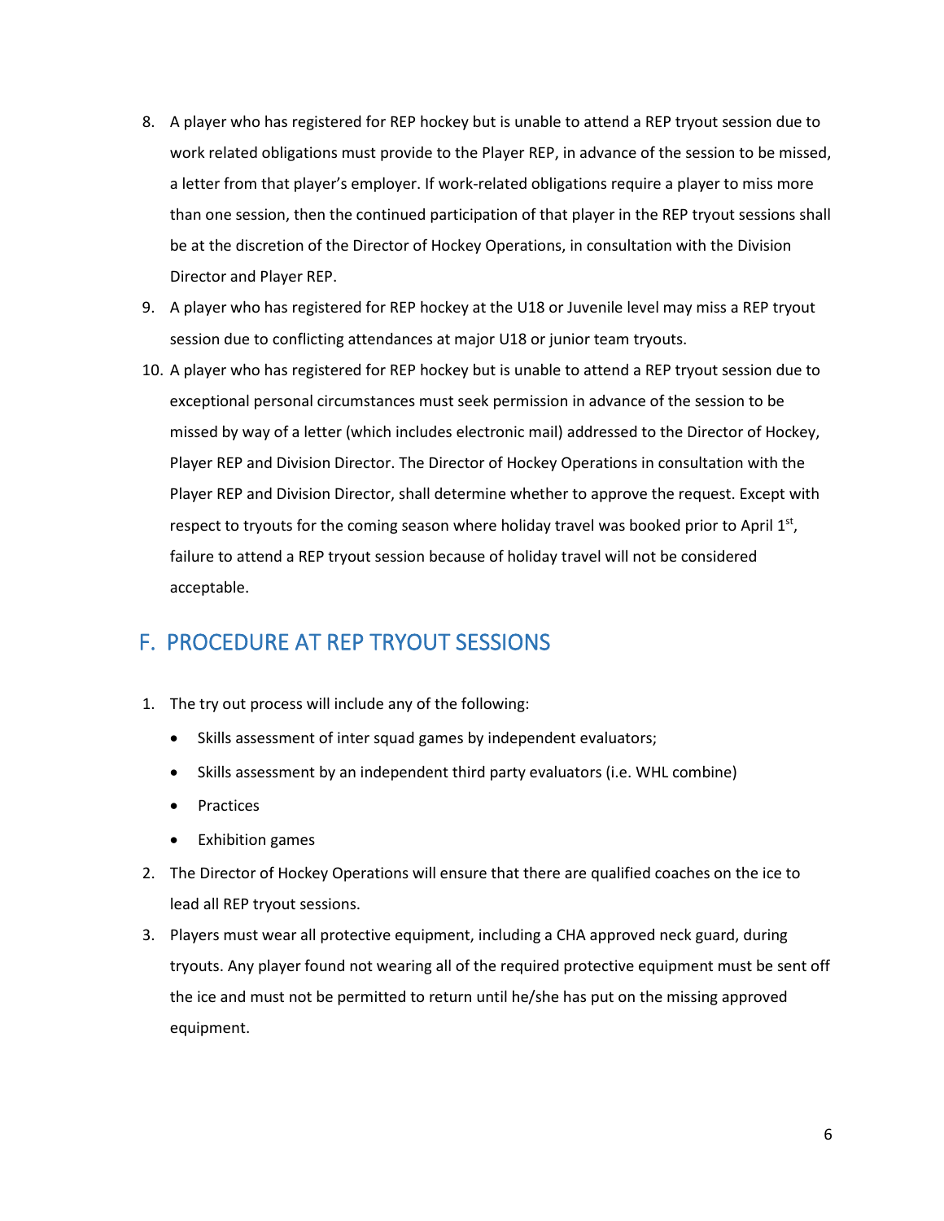8. A player who has registered for REP hockey but is unable to attend a REP tryout session due to work related obligations must provide to the Player REP, in advance of the session to be missed, a letter from that player's employer. If work-related obligations require a player to miss more than one session, then the continued participation of that player in the REP tryout sessions shall be at the discretion of the Director of Hockey Operations, in consultation with the Division Director and Player REP.
9. A player who has registered for REP hockey at the U18 or Juvenile level may miss a REP tryout session due to conflicting attendances at major U18 or junior team tryouts.
10. A player who has registered for REP hockey but is unable to attend a REP tryout session due to exceptional personal circumstances must seek permission in advance of the session to be missed by way of a letter (which includes electronic mail) addressed to the Director of Hockey, Player REP and Division Director. The Director of Hockey Operations in consultation with the Player REP and Division Director, shall determine whether to approve the request. Except with respect to tryouts for the coming season where holiday travel was booked prior to April 1st, failure to attend a REP tryout session because of holiday travel will not be considered acceptable.

## F. PROCEDURE AT REP TRYOUT SESSIONS

1. The try out process will include any of the following:
   - Skills assessment of inter squad games by independent evaluators;
   - Skills assessment by an independent third party evaluators (i.e. WHL combine)
   - Practices
   - Exhibition games
2. The Director of Hockey Operations will ensure that there are qualified coaches on the ice to lead all REP tryout sessions.
3. Players must wear all protective equipment, including a CHA approved neck guard, during tryouts. Any player found not wearing all of the required protective equipment must be sent off the ice and must not be permitted to return until he/she has put on the missing approved equipment.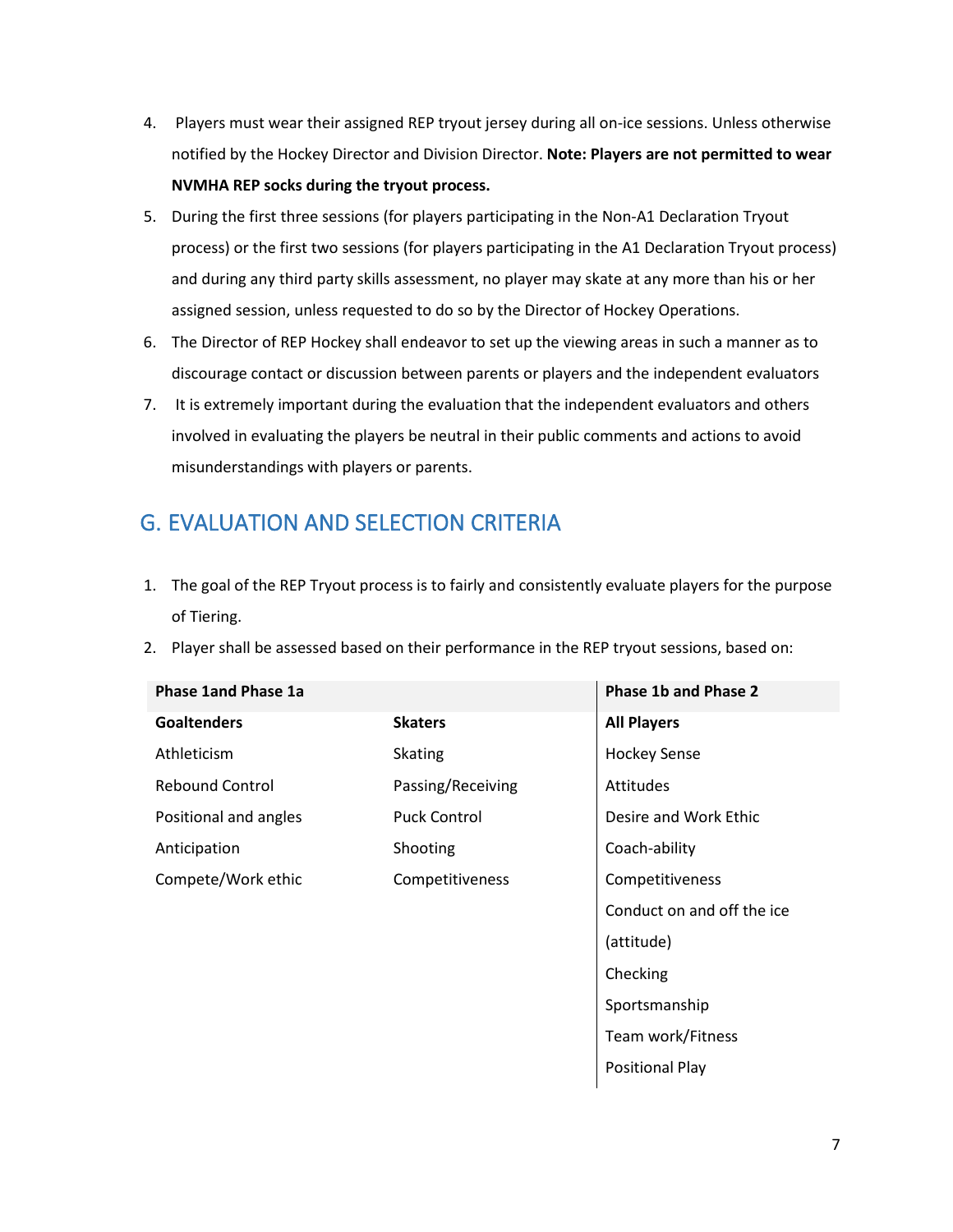4. Players must wear their assigned REP tryout jersey during all on-ice sessions. Unless otherwise notified by the Hockey Director and Division Director. **Note: Players are not permitted to wear NVMHA REP socks during the tryout process.**
5. During the first three sessions (for players participating in the Non-A1 Declaration Tryout process) or the first two sessions (for players participating in the A1 Declaration Tryout process) and during any third party skills assessment, no player may skate at any more than his or her assigned session, unless requested to do so by the Director of Hockey Operations.
6. The Director of REP Hockey shall endeavor to set up the viewing areas in such a manner as to discourage contact or discussion between parents or players and the independent evaluators
7. It is extremely important during the evaluation that the independent evaluators and others involved in evaluating the players be neutral in their public comments and actions to avoid misunderstandings with players or parents.

## G. EVALUATION AND SELECTION CRITERIA

1. The goal of the REP Tryout process is to fairly and consistently evaluate players for the purpose of Tiering.
2. Player shall be assessed based on their performance in the REP tryout sessions, based on:

| Phase 1and Phase 1a | | Phase 1b and Phase 2 |
|---|---|---|
| **Goaltenders** | **Skaters** | **All Players** |
| Athleticism | Skating | Hockey Sense |
| Rebound Control | Passing/Receiving | Attitudes |
| Positional and angles | Puck Control | Desire and Work Ethic |
| Anticipation | Shooting | Coach-ability |
| Compete/Work ethic | Competitiveness | Competitiveness |
| | | Conduct on and off the ice (attitude) |
| | | Checking |
| | | Sportsmanship |
| | | Team work/Fitness |
| | | Positional Play |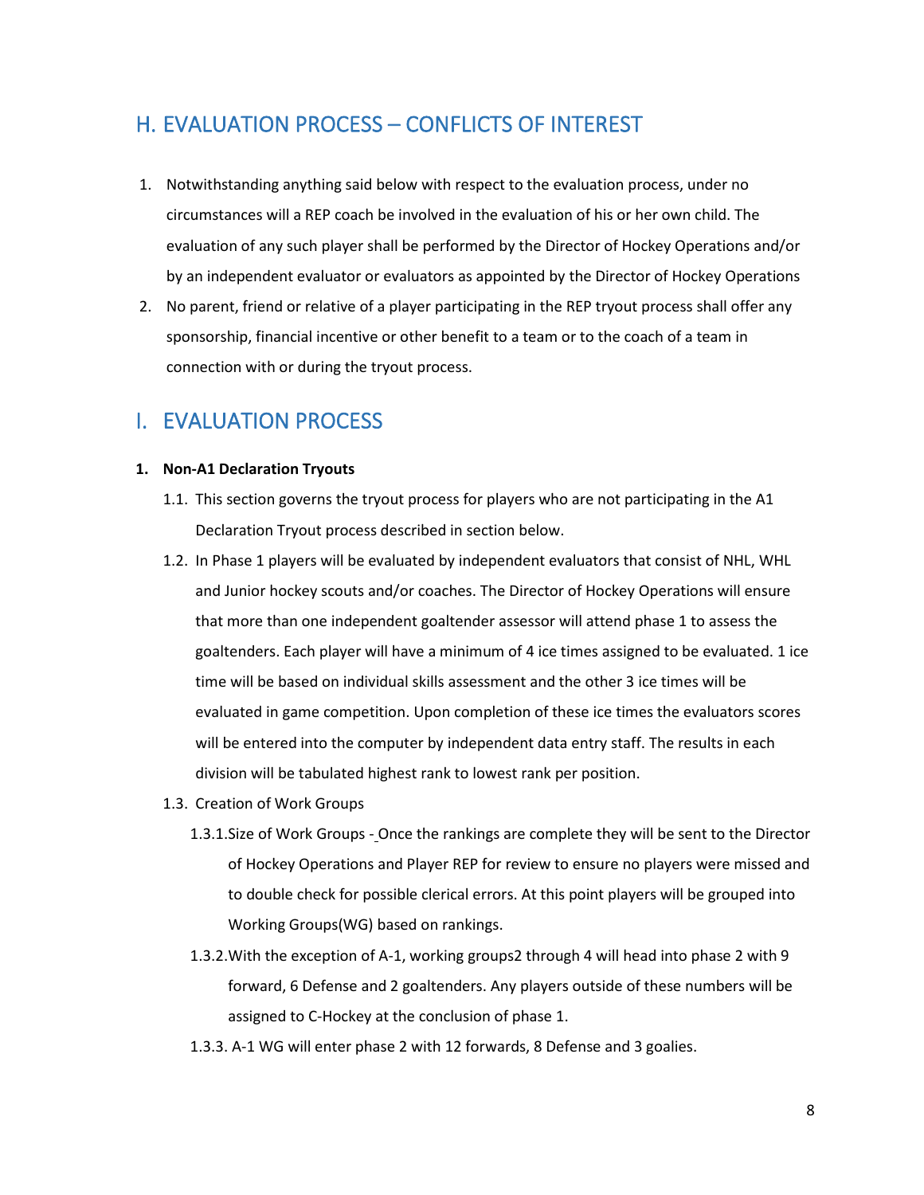## H. EVALUATION PROCESS – CONFLICTS OF INTEREST

1. Notwithstanding anything said below with respect to the evaluation process, under no circumstances will a REP coach be involved in the evaluation of his or her own child. The evaluation of any such player shall be performed by the Director of Hockey Operations and/or by an independent evaluator or evaluators as appointed by the Director of Hockey Operations
2. No parent, friend or relative of a player participating in the REP tryout process shall offer any sponsorship, financial incentive or other benefit to a team or to the coach of a team in connection with or during the tryout process.

## I. EVALUATION PROCESS

**1. Non-A1 Declaration Tryouts**

1.1. This section governs the tryout process for players who are not participating in the A1 Declaration Tryout process described in section below.

1.2. In Phase 1 players will be evaluated by independent evaluators that consist of NHL, WHL and Junior hockey scouts and/or coaches. The Director of Hockey Operations will ensure that more than one independent goaltender assessor will attend phase 1 to assess the goaltenders. Each player will have a minimum of 4 ice times assigned to be evaluated. 1 ice time will be based on individual skills assessment and the other 3 ice times will be evaluated in game competition. Upon completion of these ice times the evaluators scores will be entered into the computer by independent data entry staff. The results in each division will be tabulated highest rank to lowest rank per position.

1.3. Creation of Work Groups

1.3.1. Size of Work Groups - Once the rankings are complete they will be sent to the Director of Hockey Operations and Player REP for review to ensure no players were missed and to double check for possible clerical errors. At this point players will be grouped into Working Groups(WG) based on rankings.

1.3.2. With the exception of A-1, working groups2 through 4 will head into phase 2 with 9 forward, 6 Defense and 2 goaltenders. Any players outside of these numbers will be assigned to C-Hockey at the conclusion of phase 1.

1.3.3. A-1 WG will enter phase 2 with 12 forwards, 8 Defense and 3 goalies.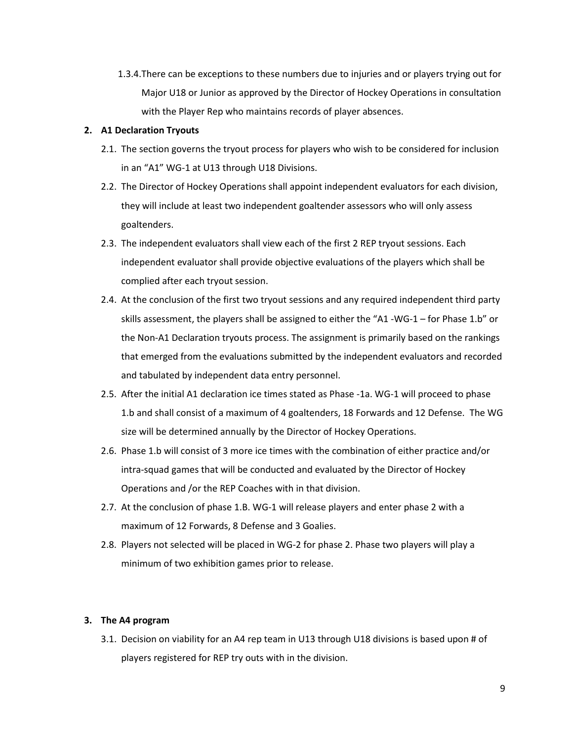1.3.4. There can be exceptions to these numbers due to injuries and or players trying out for Major U18 or Junior as approved by the Director of Hockey Operations in consultation with the Player Rep who maintains records of player absences.

**2. A1 Declaration Tryouts**

2.1. The section governs the tryout process for players who wish to be considered for inclusion in an "A1" WG-1 at U13 through U18 Divisions.

2.2. The Director of Hockey Operations shall appoint independent evaluators for each division, they will include at least two independent goaltender assessors who will only assess goaltenders.

2.3. The independent evaluators shall view each of the first 2 REP tryout sessions. Each independent evaluator shall provide objective evaluations of the players which shall be complied after each tryout session.

2.4. At the conclusion of the first two tryout sessions and any required independent third party skills assessment, the players shall be assigned to either the "A1 -WG-1 – for Phase 1.b" or the Non-A1 Declaration tryouts process. The assignment is primarily based on the rankings that emerged from the evaluations submitted by the independent evaluators and recorded and tabulated by independent data entry personnel.

2.5. After the initial A1 declaration ice times stated as Phase -1a. WG-1 will proceed to phase 1.b and shall consist of a maximum of 4 goaltenders, 18 Forwards and 12 Defense. The WG size will be determined annually by the Director of Hockey Operations.

2.6. Phase 1.b will consist of 3 more ice times with the combination of either practice and/or intra-squad games that will be conducted and evaluated by the Director of Hockey Operations and /or the REP Coaches with in that division.

2.7. At the conclusion of phase 1.B. WG-1 will release players and enter phase 2 with a maximum of 12 Forwards, 8 Defense and 3 Goalies.

2.8. Players not selected will be placed in WG-2 for phase 2. Phase two players will play a minimum of two exhibition games prior to release.

**3. The A4 program**

3.1. Decision on viability for an A4 rep team in U13 through U18 divisions is based upon # of players registered for REP try outs with in the division.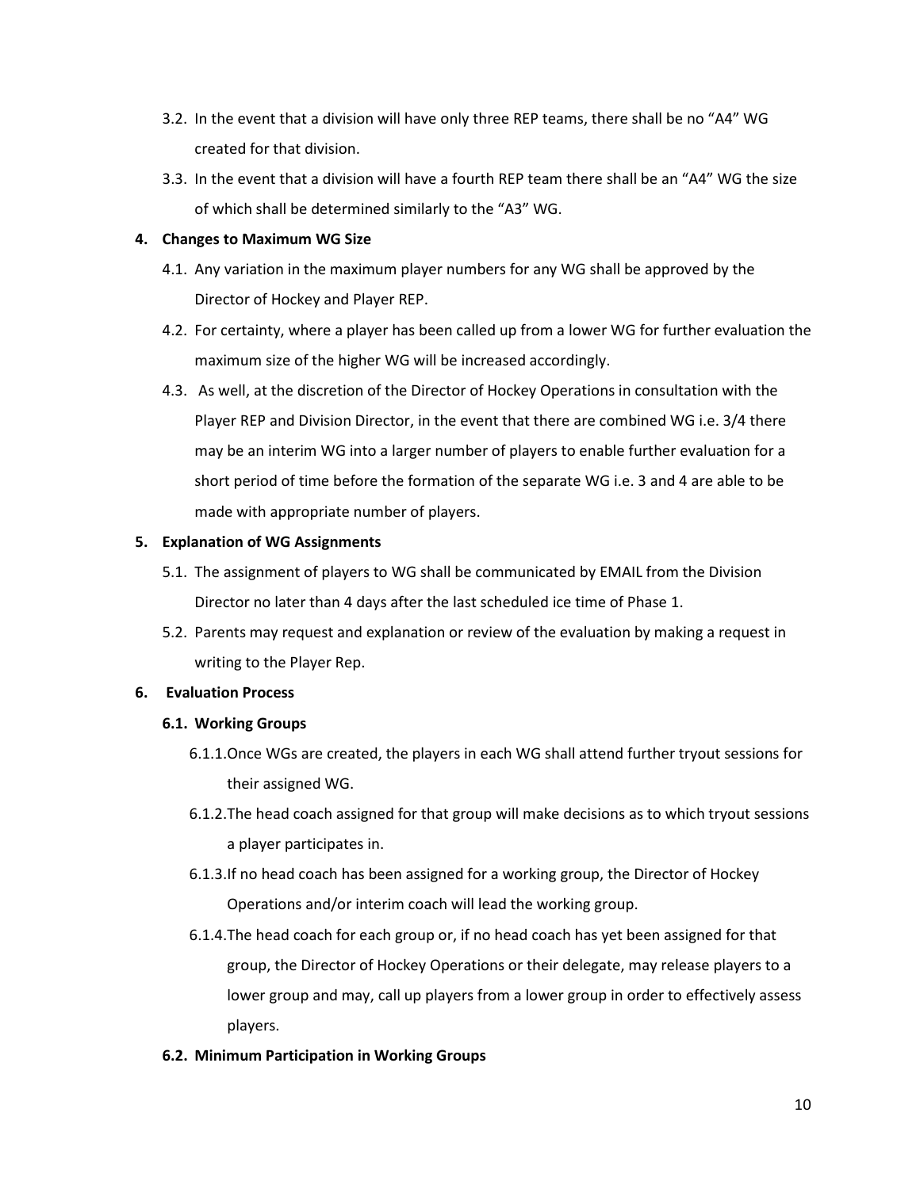3.2. In the event that a division will have only three REP teams, there shall be no "A4" WG created for that division.

3.3. In the event that a division will have a fourth REP team there shall be an "A4" WG the size of which shall be determined similarly to the "A3" WG.

**4. Changes to Maximum WG Size**

4.1. Any variation in the maximum player numbers for any WG shall be approved by the Director of Hockey and Player REP.

4.2. For certainty, where a player has been called up from a lower WG for further evaluation the maximum size of the higher WG will be increased accordingly.

4.3. As well, at the discretion of the Director of Hockey Operations in consultation with the Player REP and Division Director, in the event that there are combined WG i.e. 3/4 there may be an interim WG into a larger number of players to enable further evaluation for a short period of time before the formation of the separate WG i.e. 3 and 4 are able to be made with appropriate number of players.

**5. Explanation of WG Assignments**

5.1. The assignment of players to WG shall be communicated by EMAIL from the Division Director no later than 4 days after the last scheduled ice time of Phase 1.

5.2. Parents may request and explanation or review of the evaluation by making a request in writing to the Player Rep.

**6. Evaluation Process**

**6.1. Working Groups**

6.1.1. Once WGs are created, the players in each WG shall attend further tryout sessions for their assigned WG.

6.1.2. The head coach assigned for that group will make decisions as to which tryout sessions a player participates in.

6.1.3. If no head coach has been assigned for a working group, the Director of Hockey Operations and/or interim coach will lead the working group.

6.1.4. The head coach for each group or, if no head coach has yet been assigned for that group, the Director of Hockey Operations or their delegate, may release players to a lower group and may, call up players from a lower group in order to effectively assess players.

**6.2. Minimum Participation in Working Groups**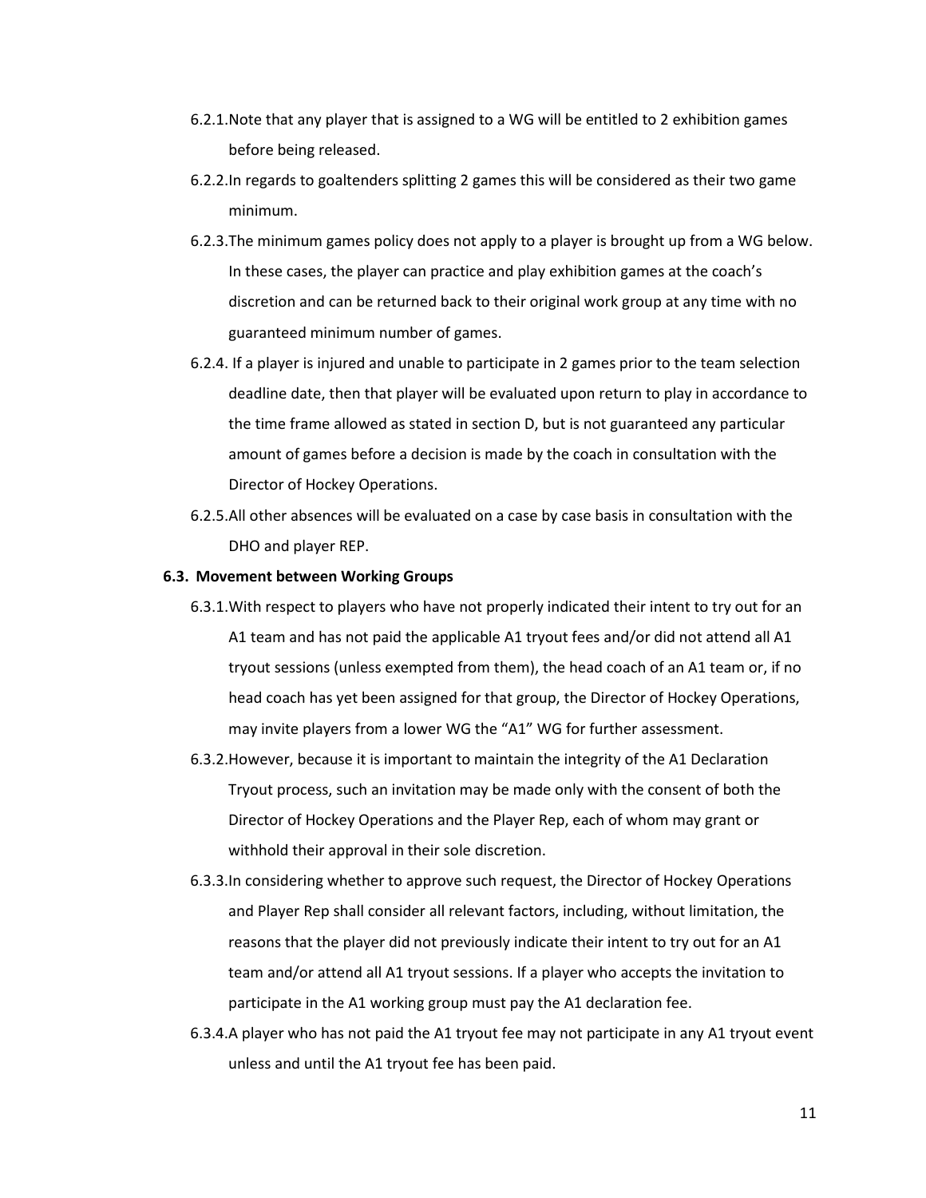6.2.1. Note that any player that is assigned to a WG will be entitled to 2 exhibition games before being released.

6.2.2. In regards to goaltenders splitting 2 games this will be considered as their two game minimum.

6.2.3. The minimum games policy does not apply to a player is brought up from a WG below. In these cases, the player can practice and play exhibition games at the coach's discretion and can be returned back to their original work group at any time with no guaranteed minimum number of games.

6.2.4. If a player is injured and unable to participate in 2 games prior to the team selection deadline date, then that player will be evaluated upon return to play in accordance to the time frame allowed as stated in section D, but is not guaranteed any particular amount of games before a decision is made by the coach in consultation with the Director of Hockey Operations.

6.2.5. All other absences will be evaluated on a case by case basis in consultation with the DHO and player REP.

### 6.3. Movement between Working Groups

6.3.1. With respect to players who have not properly indicated their intent to try out for an A1 team and has not paid the applicable A1 tryout fees and/or did not attend all A1 tryout sessions (unless exempted from them), the head coach of an A1 team or, if no head coach has yet been assigned for that group, the Director of Hockey Operations, may invite players from a lower WG the "A1" WG for further assessment.

6.3.2. However, because it is important to maintain the integrity of the A1 Declaration Tryout process, such an invitation may be made only with the consent of both the Director of Hockey Operations and the Player Rep, each of whom may grant or withhold their approval in their sole discretion.

6.3.3. In considering whether to approve such request, the Director of Hockey Operations and Player Rep shall consider all relevant factors, including, without limitation, the reasons that the player did not previously indicate their intent to try out for an A1 team and/or attend all A1 tryout sessions. If a player who accepts the invitation to participate in the A1 working group must pay the A1 declaration fee.

6.3.4. A player who has not paid the A1 tryout fee may not participate in any A1 tryout event unless and until the A1 tryout fee has been paid.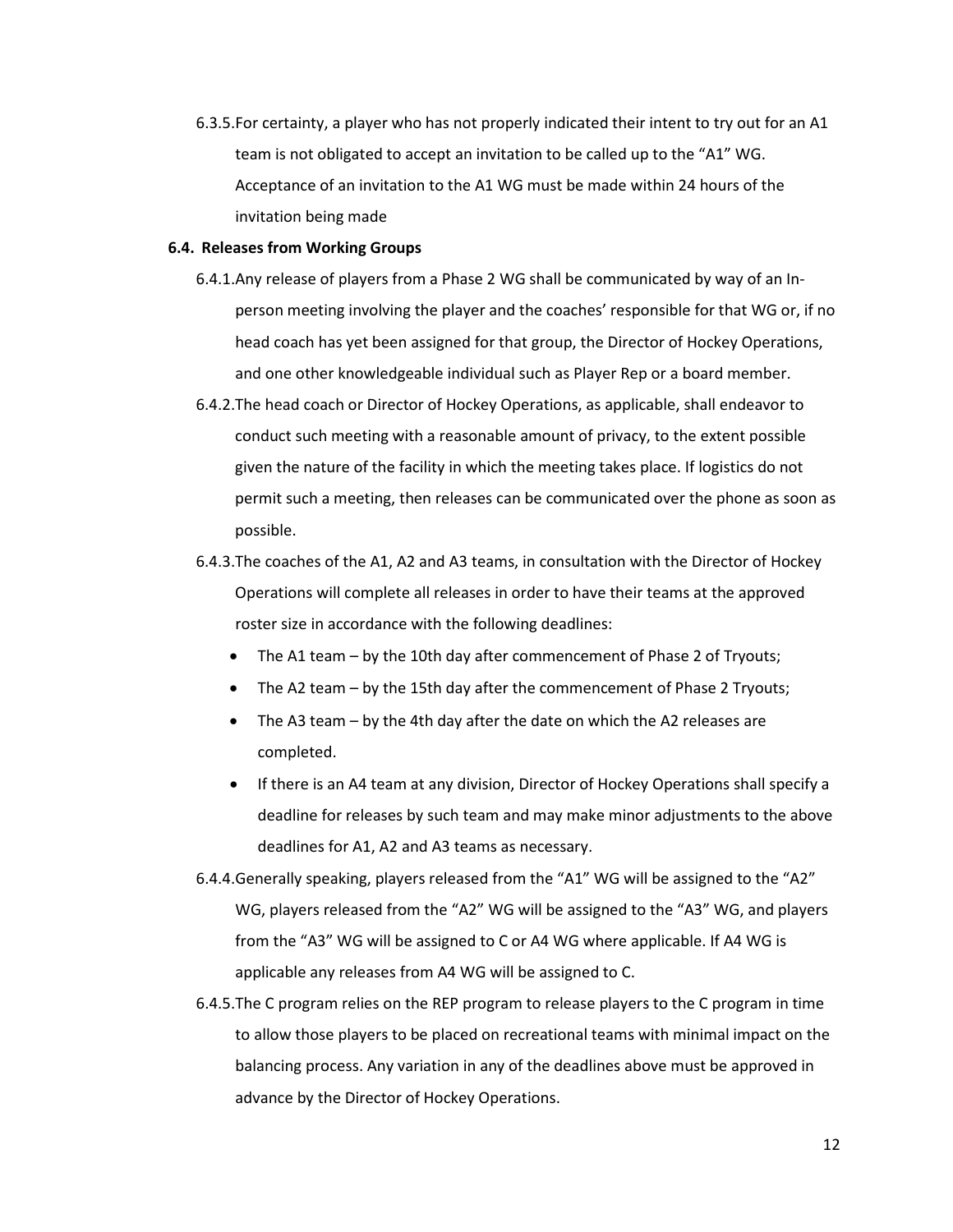6.3.5. For certainty, a player who has not properly indicated their intent to try out for an A1 team is not obligated to accept an invitation to be called up to the “A1” WG. Acceptance of an invitation to the A1 WG must be made within 24 hours of the invitation being made

### 6.4. Releases from Working Groups

6.4.1. Any release of players from a Phase 2 WG shall be communicated by way of an In-person meeting involving the player and the coaches’ responsible for that WG or, if no head coach has yet been assigned for that group, the Director of Hockey Operations, and one other knowledgeable individual such as Player Rep or a board member.

6.4.2. The head coach or Director of Hockey Operations, as applicable, shall endeavor to conduct such meeting with a reasonable amount of privacy, to the extent possible given the nature of the facility in which the meeting takes place. If logistics do not permit such a meeting, then releases can be communicated over the phone as soon as possible.

6.4.3. The coaches of the A1, A2 and A3 teams, in consultation with the Director of Hockey Operations will complete all releases in order to have their teams at the approved roster size in accordance with the following deadlines:

- The A1 team – by the 10th day after commencement of Phase 2 of Tryouts;
- The A2 team – by the 15th day after the commencement of Phase 2 Tryouts;
- The A3 team – by the 4th day after the date on which the A2 releases are completed.
- If there is an A4 team at any division, Director of Hockey Operations shall specify a deadline for releases by such team and may make minor adjustments to the above deadlines for A1, A2 and A3 teams as necessary.

6.4.4. Generally speaking, players released from the “A1” WG will be assigned to the “A2” WG, players released from the “A2” WG will be assigned to the “A3” WG, and players from the “A3” WG will be assigned to C or A4 WG where applicable. If A4 WG is applicable any releases from A4 WG will be assigned to C.

6.4.5. The C program relies on the REP program to release players to the C program in time to allow those players to be placed on recreational teams with minimal impact on the balancing process. Any variation in any of the deadlines above must be approved in advance by the Director of Hockey Operations.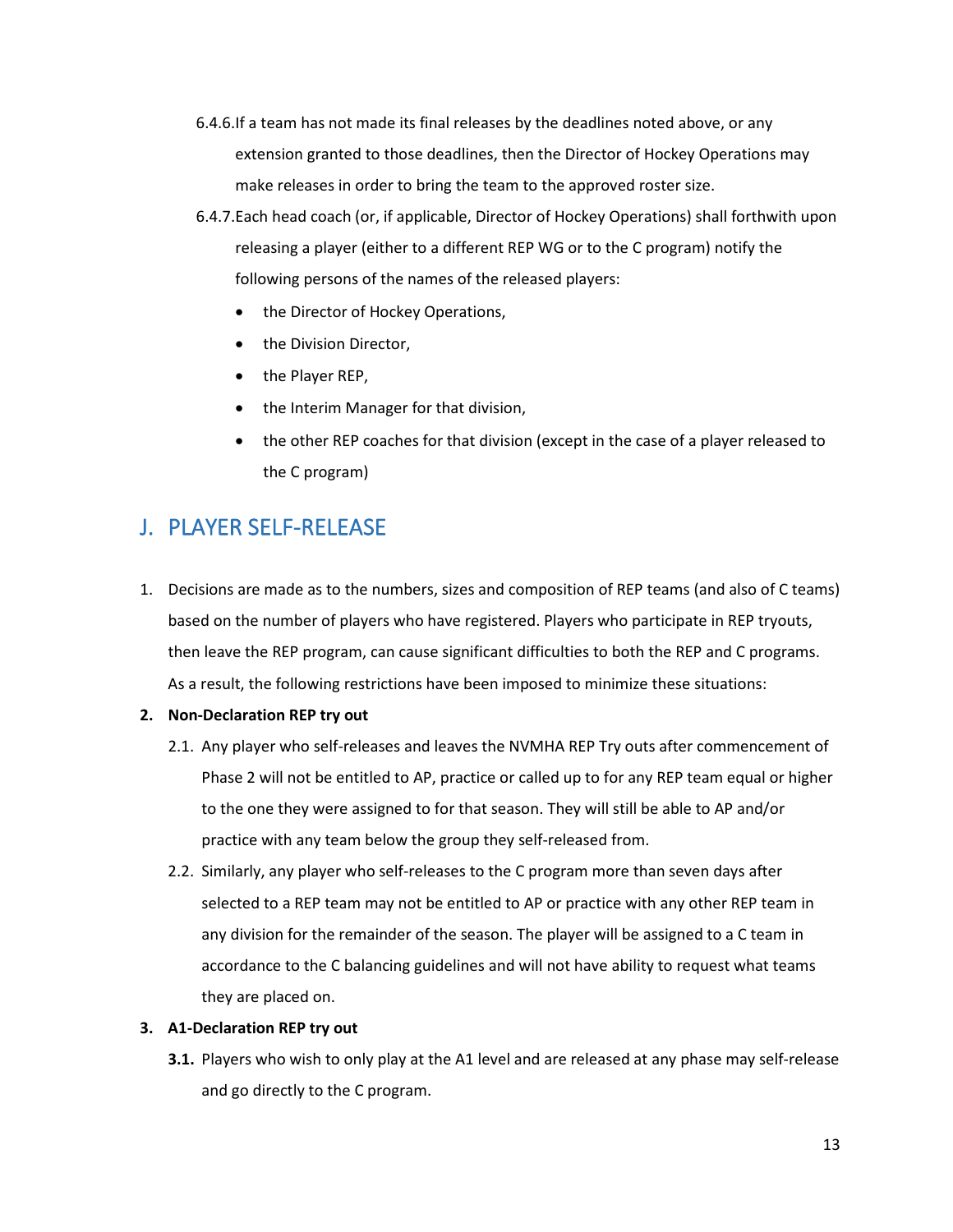6.4.6. If a team has not made its final releases by the deadlines noted above, or any extension granted to those deadlines, then the Director of Hockey Operations may make releases in order to bring the team to the approved roster size.

6.4.7. Each head coach (or, if applicable, Director of Hockey Operations) shall forthwith upon releasing a player (either to a different REP WG or to the C program) notify the following persons of the names of the released players:

- the Director of Hockey Operations,
- the Division Director,
- the Player REP,
- the Interim Manager for that division,
- the other REP coaches for that division (except in the case of a player released to the C program)

## J. PLAYER SELF-RELEASE

1. Decisions are made as to the numbers, sizes and composition of REP teams (and also of C teams) based on the number of players who have registered. Players who participate in REP tryouts, then leave the REP program, can cause significant difficulties to both the REP and C programs. As a result, the following restrictions have been imposed to minimize these situations:

2. **Non-Declaration REP try out**

   2.1. Any player who self-releases and leaves the NVMHA REP Try outs after commencement of Phase 2 will not be entitled to AP, practice or called up to for any REP team equal or higher to the one they were assigned to for that season. They will still be able to AP and/or practice with any team below the group they self-released from.

   2.2. Similarly, any player who self-releases to the C program more than seven days after selected to a REP team may not be entitled to AP or practice with any other REP team in any division for the remainder of the season. The player will be assigned to a C team in accordance to the C balancing guidelines and will not have ability to request what teams they are placed on.

3. **A1-Declaration REP try out**

   **3.1.** Players who wish to only play at the A1 level and are released at any phase may self-release and go directly to the C program.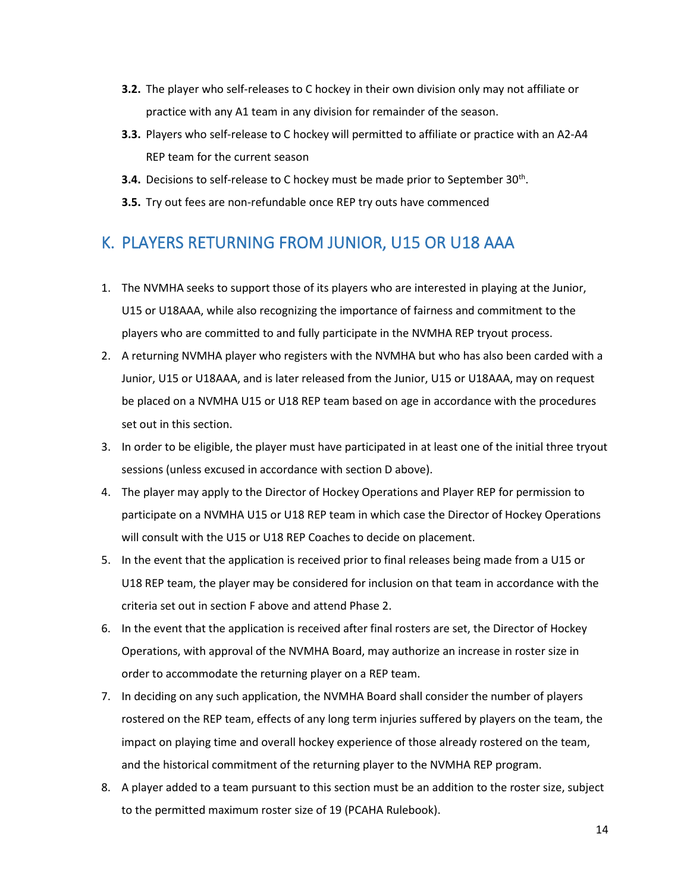- **3.2.** The player who self-releases to C hockey in their own division only may not affiliate or practice with any A1 team in any division for remainder of the season.
- **3.3.** Players who self-release to C hockey will permitted to affiliate or practice with an A2-A4 REP team for the current season
- **3.4.** Decisions to self-release to C hockey must be made prior to September 30th.
- **3.5.** Try out fees are non-refundable once REP try outs have commenced

## K. PLAYERS RETURNING FROM JUNIOR, U15 OR U18 AAA

1. The NVMHA seeks to support those of its players who are interested in playing at the Junior, U15 or U18AAA, while also recognizing the importance of fairness and commitment to the players who are committed to and fully participate in the NVMHA REP tryout process.
2. A returning NVMHA player who registers with the NVMHA but who has also been carded with a Junior, U15 or U18AAA, and is later released from the Junior, U15 or U18AAA, may on request be placed on a NVMHA U15 or U18 REP team based on age in accordance with the procedures set out in this section.
3. In order to be eligible, the player must have participated in at least one of the initial three tryout sessions (unless excused in accordance with section D above).
4. The player may apply to the Director of Hockey Operations and Player REP for permission to participate on a NVMHA U15 or U18 REP team in which case the Director of Hockey Operations will consult with the U15 or U18 REP Coaches to decide on placement.
5. In the event that the application is received prior to final releases being made from a U15 or U18 REP team, the player may be considered for inclusion on that team in accordance with the criteria set out in section F above and attend Phase 2.
6. In the event that the application is received after final rosters are set, the Director of Hockey Operations, with approval of the NVMHA Board, may authorize an increase in roster size in order to accommodate the returning player on a REP team.
7. In deciding on any such application, the NVMHA Board shall consider the number of players rostered on the REP team, effects of any long term injuries suffered by players on the team, the impact on playing time and overall hockey experience of those already rostered on the team, and the historical commitment of the returning player to the NVMHA REP program.
8. A player added to a team pursuant to this section must be an addition to the roster size, subject to the permitted maximum roster size of 19 (PCAHA Rulebook).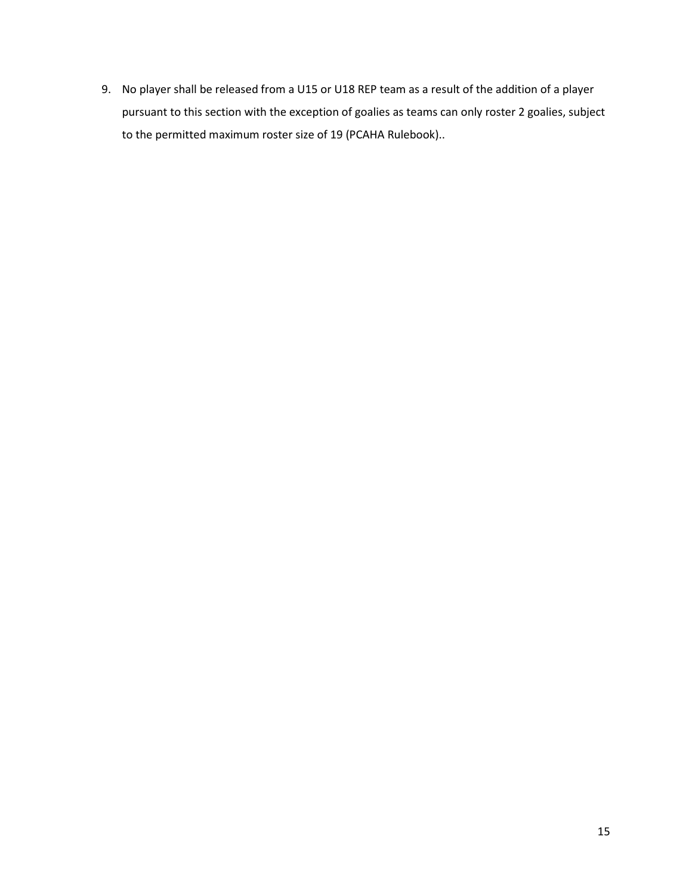9. No player shall be released from a U15 or U18 REP team as a result of the addition of a player pursuant to this section with the exception of goalies as teams can only roster 2 goalies, subject to the permitted maximum roster size of 19 (PCAHA Rulebook)..